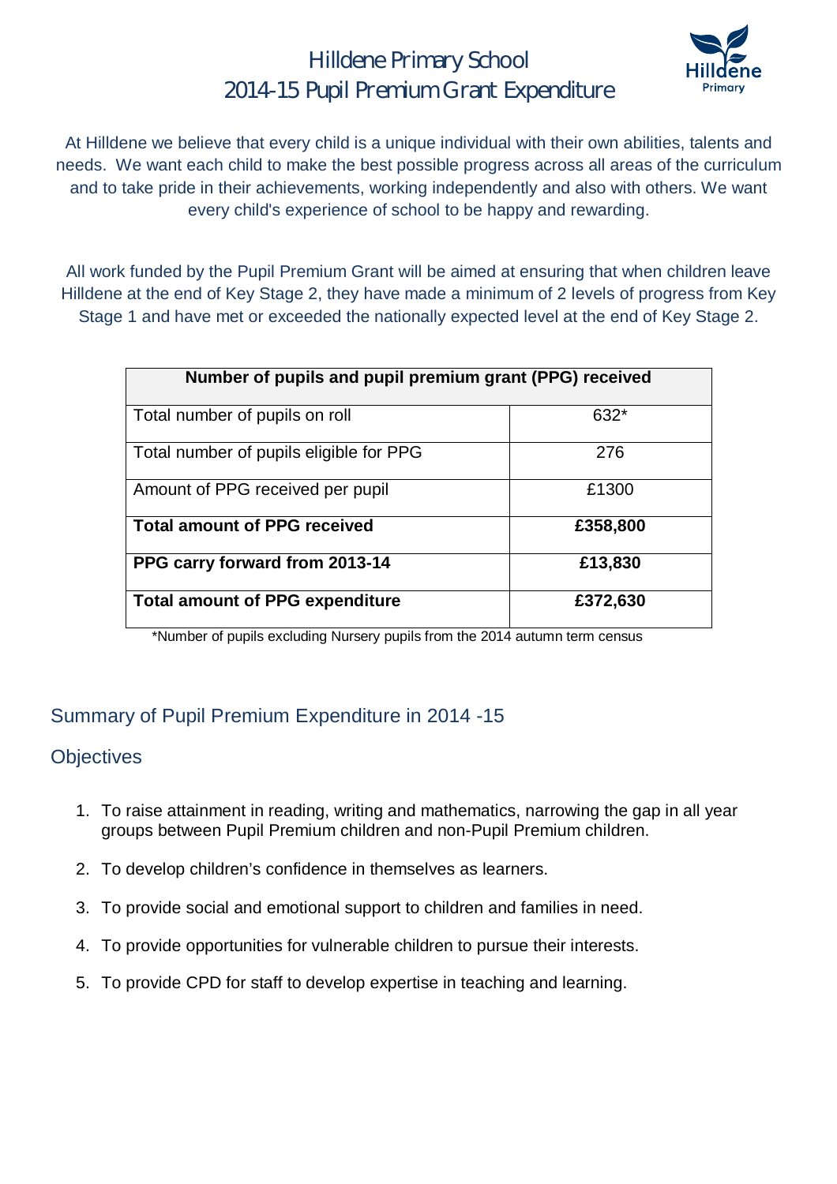# Hilldene Primary School
## 2014-15 Pupil Premium Grant Expenditure

At Hilldene we believe that every child is a unique individual with their own abilities, talents and needs. We want each child to make the best possible progress across all areas of the curriculum and to take pride in their achievements, working independently and also with others. We want every child's experience of school to be happy and rewarding.

All work funded by the Pupil Premium Grant will be aimed at ensuring that when children leave Hilldene at the end of Key Stage 2, they have made a minimum of 2 levels of progress from Key Stage 1 and have met or exceeded the nationally expected level at the end of Key Stage 2.

| **Number of pupils and pupil premium grant (PPG) received** | |
|---|---|
| Total number of pupils on roll | 632* |
| Total number of pupils eligible for PPG | 276 |
| Amount of PPG received per pupil | £1300 |
| **Total amount of PPG received** | **£358,800** |
| **PPG carry forward from 2013-14** | **£13,830** |
| **Total amount of PPG expenditure** | **£372,630** |

*Number of pupils excluding Nursery pupils from the 2014 autumn term census

## Summary of Pupil Premium Expenditure in 2014 -15

### Objectives

1. To raise attainment in reading, writing and mathematics, narrowing the gap in all year groups between Pupil Premium children and non-Pupil Premium children.
2. To develop children's confidence in themselves as learners.
3. To provide social and emotional support to children and families in need.
4. To provide opportunities for vulnerable children to pursue their interests.
5. To provide CPD for staff to develop expertise in teaching and learning.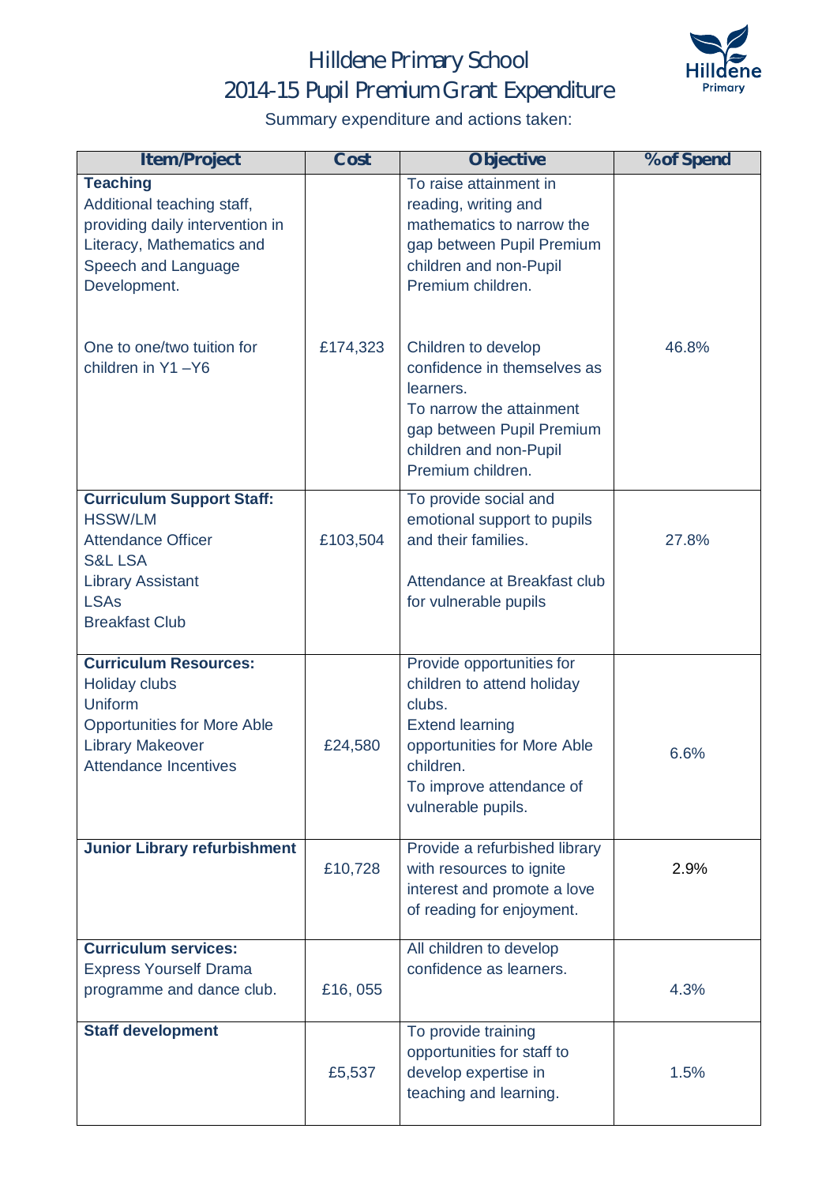# Hilldene Primary School

## 2014-15 Pupil Premium Grant Expenditure

Summary expenditure and actions taken:

| Item/Project | Cost | Objective | % of Spend |
|---|---|---|---|
| **Teaching**<br>Additional teaching staff, providing daily intervention in Literacy, Mathematics and Speech and Language Development.<br><br>One to one/two tuition for children in Y1 –Y6 | £174,323 | To raise attainment in reading, writing and mathematics to narrow the gap between Pupil Premium children and non-Pupil Premium children.<br><br>Children to develop confidence in themselves as learners.<br>To narrow the attainment gap between Pupil Premium children and non-Pupil Premium children. | 46.8% |
| **Curriculum Support Staff:**<br>HSSW/LM<br>Attendance Officer<br>S&L LSA<br>Library Assistant<br>LSAs<br>Breakfast Club | £103,504 | To provide social and emotional support to pupils and their families.<br><br>Attendance at Breakfast club for vulnerable pupils | 27.8% |
| **Curriculum Resources:**<br>Holiday clubs<br>Uniform<br>Opportunities for More Able<br>Library Makeover<br>Attendance Incentives | £24,580 | Provide opportunities for children to attend holiday clubs.<br>Extend learning opportunities for More Able children.<br>To improve attendance of vulnerable pupils. | 6.6% |
| **Junior Library refurbishment** | £10,728 | Provide a refurbished library with resources to ignite interest and promote a love of reading for enjoyment. | 2.9% |
| **Curriculum services:**<br>Express Yourself Drama programme and dance club. | £16, 055 | All children to develop confidence as learners. | 4.3% |
| **Staff development** | £5,537 | To provide training opportunities for staff to develop expertise in teaching and learning. | 1.5% |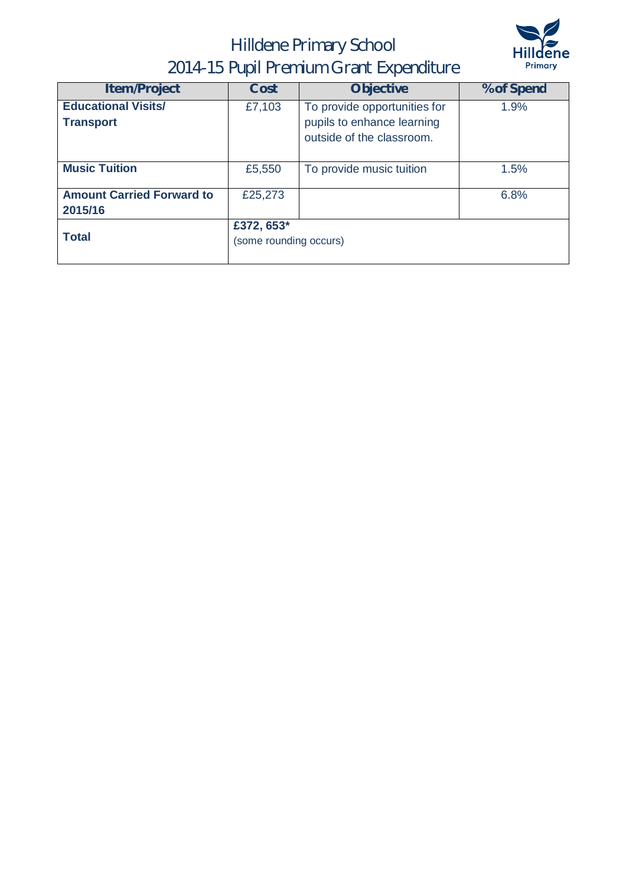# Hilldene Primary School

## 2014-15 Pupil Premium Grant Expenditure

| Item/Project | Cost | Objective | % of Spend |
|---|---|---|---|
| **Educational Visits/ Transport** | £7,103 | To provide opportunities for pupils to enhance learning outside of the classroom. | 1.9% |
| **Music Tuition** | £5,550 | To provide music tuition | 1.5% |
| **Amount Carried Forward to 2015/16** | £25,273 | | 6.8% |
| **Total** | **£372, 653*** (some rounding occurs) | | |